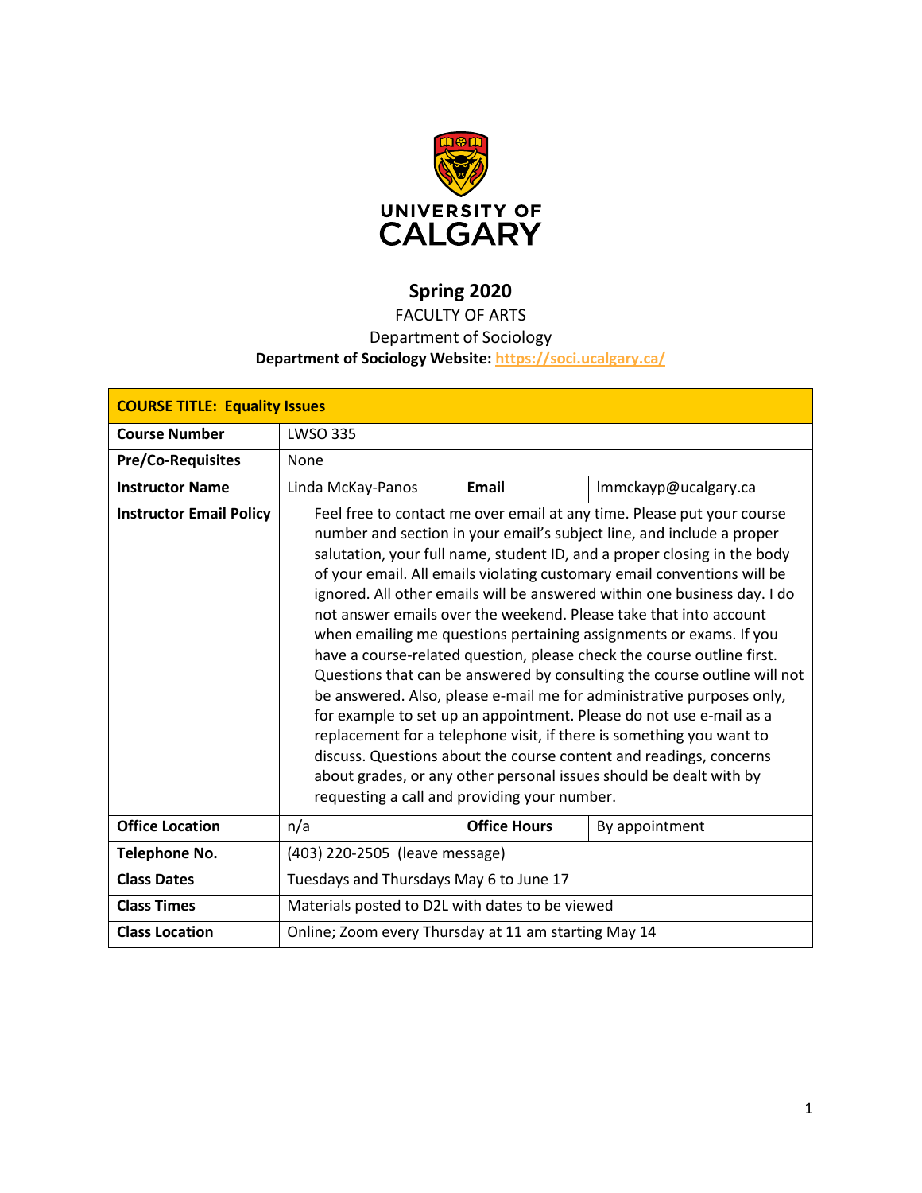UNIVERSITY OF CALGARY

# Spring 2020

FACULTY OF ARTS

Department of Sociology

**Department of Sociology Website: https://soci.ucalgary.ca/**

| **COURSE TITLE: Equality Issues** | | | |
|---|---|---|---|
| **Course Number** | LWSO 335 | | |
| **Pre/Co-Requisites** | None | | |
| **Instructor Name** | Linda McKay-Panos | **Email** | lmmckayp@ucalgary.ca |
| **Instructor Email Policy** | Feel free to contact me over email at any time. Please put your course number and section in your email's subject line, and include a proper salutation, your full name, student ID, and a proper closing in the body of your email. All emails violating customary email conventions will be ignored. All other emails will be answered within one business day. I do not answer emails over the weekend. Please take that into account when emailing me questions pertaining assignments or exams. If you have a course-related question, please check the course outline first. Questions that can be answered by consulting the course outline will not be answered. Also, please e-mail me for administrative purposes only, for example to set up an appointment. Please do not use e-mail as a replacement for a telephone visit, if there is something you want to discuss. Questions about the course content and readings, concerns about grades, or any other personal issues should be dealt with by requesting a call and providing your number. | | |
| **Office Location** | n/a | **Office Hours** | By appointment |
| **Telephone No.** | (403) 220-2505 (leave message) | | |
| **Class Dates** | Tuesdays and Thursdays May 6 to June 17 | | |
| **Class Times** | Materials posted to D2L with dates to be viewed | | |
| **Class Location** | Online; Zoom every Thursday at 11 am starting May 14 | | |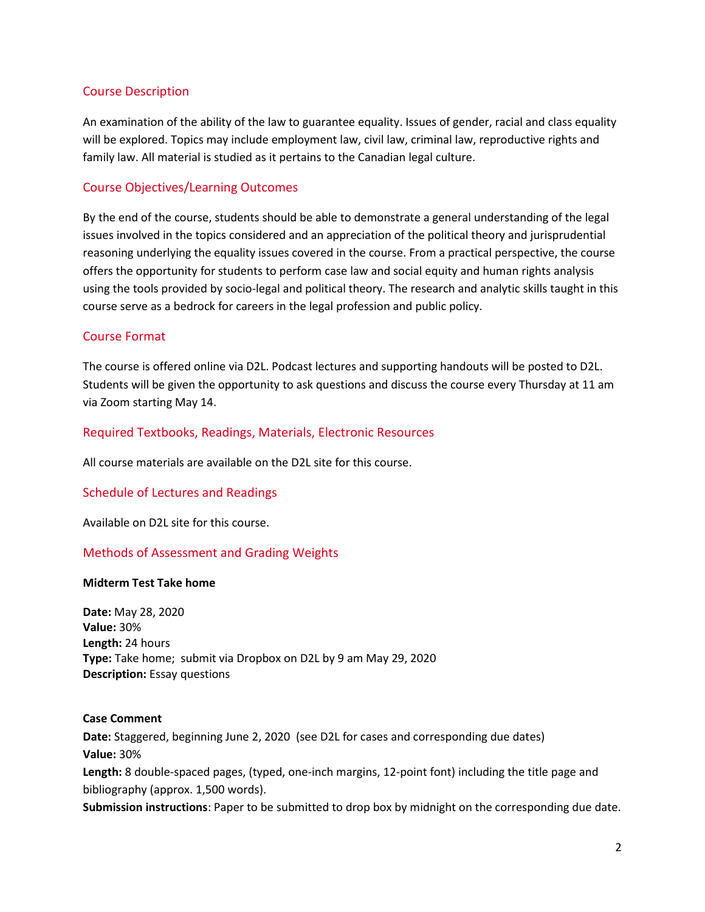## Course Description

An examination of the ability of the law to guarantee equality. Issues of gender, racial and class equality will be explored. Topics may include employment law, civil law, criminal law, reproductive rights and family law. All material is studied as it pertains to the Canadian legal culture.

## Course Objectives/Learning Outcomes

By the end of the course, students should be able to demonstrate a general understanding of the legal issues involved in the topics considered and an appreciation of the political theory and jurisprudential reasoning underlying the equality issues covered in the course. From a practical perspective, the course offers the opportunity for students to perform case law and social equity and human rights analysis using the tools provided by socio-legal and political theory. The research and analytic skills taught in this course serve as a bedrock for careers in the legal profession and public policy.

## Course Format

The course is offered online via D2L. Podcast lectures and supporting handouts will be posted to D2L. Students will be given the opportunity to ask questions and discuss the course every Thursday at 11 am via Zoom starting May 14.

## Required Textbooks, Readings, Materials, Electronic Resources

All course materials are available on the D2L site for this course.

## Schedule of Lectures and Readings

Available on D2L site for this course.

## Methods of Assessment and Grading Weights

**Midterm Test Take home**

**Date:** May 28, 2020
**Value:** 30%
**Length:** 24 hours
**Type:** Take home; submit via Dropbox on D2L by 9 am May 29, 2020
**Description:** Essay questions

**Case Comment**
**Date:** Staggered, beginning June 2, 2020 (see D2L for cases and corresponding due dates)
**Value:** 30%
**Length:** 8 double-spaced pages, (typed, one-inch margins, 12-point font) including the title page and bibliography (approx. 1,500 words).
**Submission instructions**: Paper to be submitted to drop box by midnight on the corresponding due date.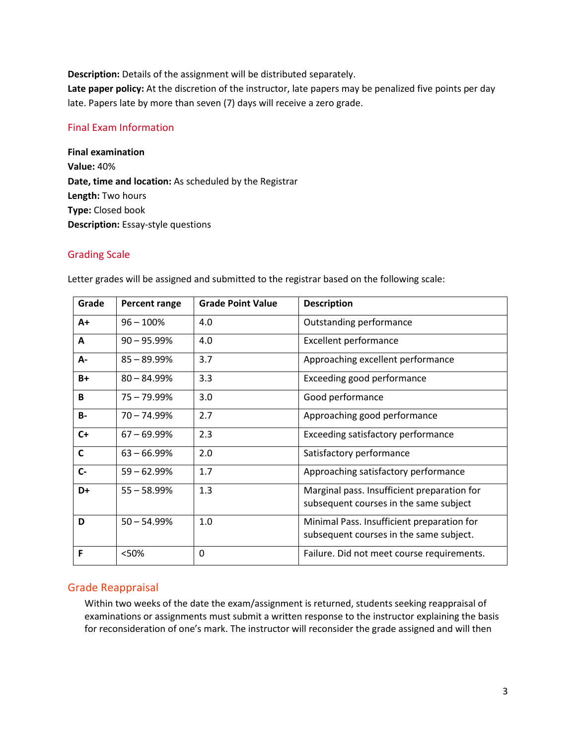**Description:** Details of the assignment will be distributed separately.
**Late paper policy:** At the discretion of the instructor, late papers may be penalized five points per day late. Papers late by more than seven (7) days will receive a zero grade.

## Final Exam Information

**Final examination**
**Value:** 40%
**Date, time and location:** As scheduled by the Registrar
**Length:** Two hours
**Type:** Closed book
**Description:** Essay-style questions

## Grading Scale

Letter grades will be assigned and submitted to the registrar based on the following scale:

| Grade | Percent range | Grade Point Value | Description |
|---|---|---|---|
| **A+** | 96 – 100% | 4.0 | Outstanding performance |
| **A** | 90 – 95.99% | 4.0 | Excellent performance |
| **A-** | 85 – 89.99% | 3.7 | Approaching excellent performance |
| **B+** | 80 – 84.99% | 3.3 | Exceeding good performance |
| **B** | 75 – 79.99% | 3.0 | Good performance |
| **B-** | 70 – 74.99% | 2.7 | Approaching good performance |
| **C+** | 67 – 69.99% | 2.3 | Exceeding satisfactory performance |
| **C** | 63 – 66.99% | 2.0 | Satisfactory performance |
| **C-** | 59 – 62.99% | 1.7 | Approaching satisfactory performance |
| **D+** | 55 – 58.99% | 1.3 | Marginal pass. Insufficient preparation for subsequent courses in the same subject |
| **D** | 50 – 54.99% | 1.0 | Minimal Pass. Insufficient preparation for subsequent courses in the same subject. |
| **F** | <50% | 0 | Failure. Did not meet course requirements. |

## Grade Reappraisal

Within two weeks of the date the exam/assignment is returned, students seeking reappraisal of examinations or assignments must submit a written response to the instructor explaining the basis for reconsideration of one's mark. The instructor will reconsider the grade assigned and will then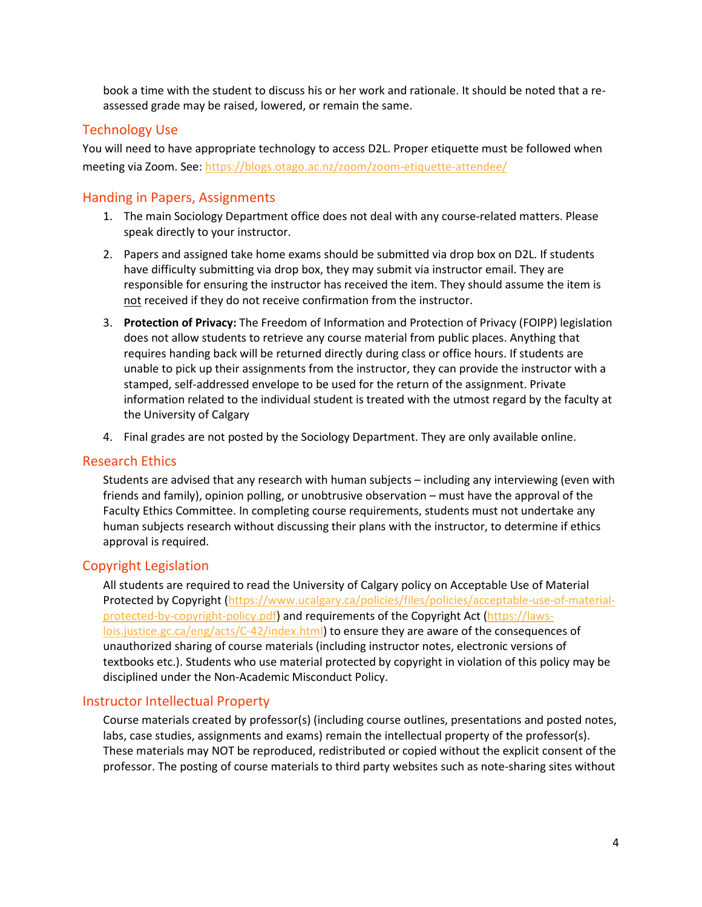book a time with the student to discuss his or her work and rationale. It should be noted that a re-assessed grade may be raised, lowered, or remain the same.

## Technology Use

You will need to have appropriate technology to access D2L. Proper etiquette must be followed when meeting via Zoom. See: https://blogs.otago.ac.nz/zoom/zoom-etiquette-attendee/

## Handing in Papers, Assignments

1. The main Sociology Department office does not deal with any course-related matters. Please speak directly to your instructor.
2. Papers and assigned take home exams should be submitted via drop box on D2L. If students have difficulty submitting via drop box, they may submit via instructor email. They are responsible for ensuring the instructor has received the item. They should assume the item is not received if they do not receive confirmation from the instructor.
3. **Protection of Privacy:** The Freedom of Information and Protection of Privacy (FOIPP) legislation does not allow students to retrieve any course material from public places. Anything that requires handing back will be returned directly during class or office hours. If students are unable to pick up their assignments from the instructor, they can provide the instructor with a stamped, self-addressed envelope to be used for the return of the assignment. Private information related to the individual student is treated with the utmost regard by the faculty at the University of Calgary
4. Final grades are not posted by the Sociology Department. They are only available online.

## Research Ethics

Students are advised that any research with human subjects – including any interviewing (even with friends and family), opinion polling, or unobtrusive observation – must have the approval of the Faculty Ethics Committee. In completing course requirements, students must not undertake any human subjects research without discussing their plans with the instructor, to determine if ethics approval is required.

## Copyright Legislation

All students are required to read the University of Calgary policy on Acceptable Use of Material Protected by Copyright (https://www.ucalgary.ca/policies/files/policies/acceptable-use-of-material-protected-by-copyright-policy.pdf) and requirements of the Copyright Act (https://laws-lois.justice.gc.ca/eng/acts/C-42/index.html) to ensure they are aware of the consequences of unauthorized sharing of course materials (including instructor notes, electronic versions of textbooks etc.). Students who use material protected by copyright in violation of this policy may be disciplined under the Non-Academic Misconduct Policy.

## Instructor Intellectual Property

Course materials created by professor(s) (including course outlines, presentations and posted notes, labs, case studies, assignments and exams) remain the intellectual property of the professor(s). These materials may NOT be reproduced, redistributed or copied without the explicit consent of the professor. The posting of course materials to third party websites such as note-sharing sites without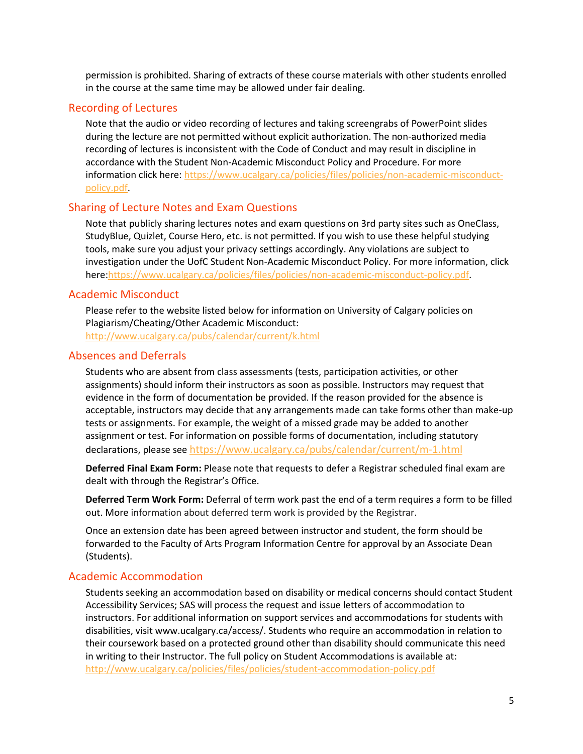permission is prohibited. Sharing of extracts of these course materials with other students enrolled in the course at the same time may be allowed under fair dealing.

## Recording of Lectures

Note that the audio or video recording of lectures and taking screengrabs of PowerPoint slides during the lecture are not permitted without explicit authorization. The non-authorized media recording of lectures is inconsistent with the Code of Conduct and may result in discipline in accordance with the Student Non-Academic Misconduct Policy and Procedure. For more information click here: https://www.ucalgary.ca/policies/files/policies/non-academic-misconduct-policy.pdf.

## Sharing of Lecture Notes and Exam Questions

Note that publicly sharing lectures notes and exam questions on 3rd party sites such as OneClass, StudyBlue, Quizlet, Course Hero, etc. is not permitted. If you wish to use these helpful studying tools, make sure you adjust your privacy settings accordingly. Any violations are subject to investigation under the UofC Student Non-Academic Misconduct Policy. For more information, click here:https://www.ucalgary.ca/policies/files/policies/non-academic-misconduct-policy.pdf.

## Academic Misconduct

Please refer to the website listed below for information on University of Calgary policies on Plagiarism/Cheating/Other Academic Misconduct:
http://www.ucalgary.ca/pubs/calendar/current/k.html

## Absences and Deferrals

Students who are absent from class assessments (tests, participation activities, or other assignments) should inform their instructors as soon as possible. Instructors may request that evidence in the form of documentation be provided. If the reason provided for the absence is acceptable, instructors may decide that any arrangements made can take forms other than make-up tests or assignments. For example, the weight of a missed grade may be added to another assignment or test. For information on possible forms of documentation, including statutory declarations, please see https://www.ucalgary.ca/pubs/calendar/current/m-1.html

**Deferred Final Exam Form:** Please note that requests to defer a Registrar scheduled final exam are dealt with through the Registrar's Office.

**Deferred Term Work Form:** Deferral of term work past the end of a term requires a form to be filled out. More information about deferred term work is provided by the Registrar.

Once an extension date has been agreed between instructor and student, the form should be forwarded to the Faculty of Arts Program Information Centre for approval by an Associate Dean (Students).

## Academic Accommodation

Students seeking an accommodation based on disability or medical concerns should contact Student Accessibility Services; SAS will process the request and issue letters of accommodation to instructors. For additional information on support services and accommodations for students with disabilities, visit www.ucalgary.ca/access/. Students who require an accommodation in relation to their coursework based on a protected ground other than disability should communicate this need in writing to their Instructor. The full policy on Student Accommodations is available at: http://www.ucalgary.ca/policies/files/policies/student-accommodation-policy.pdf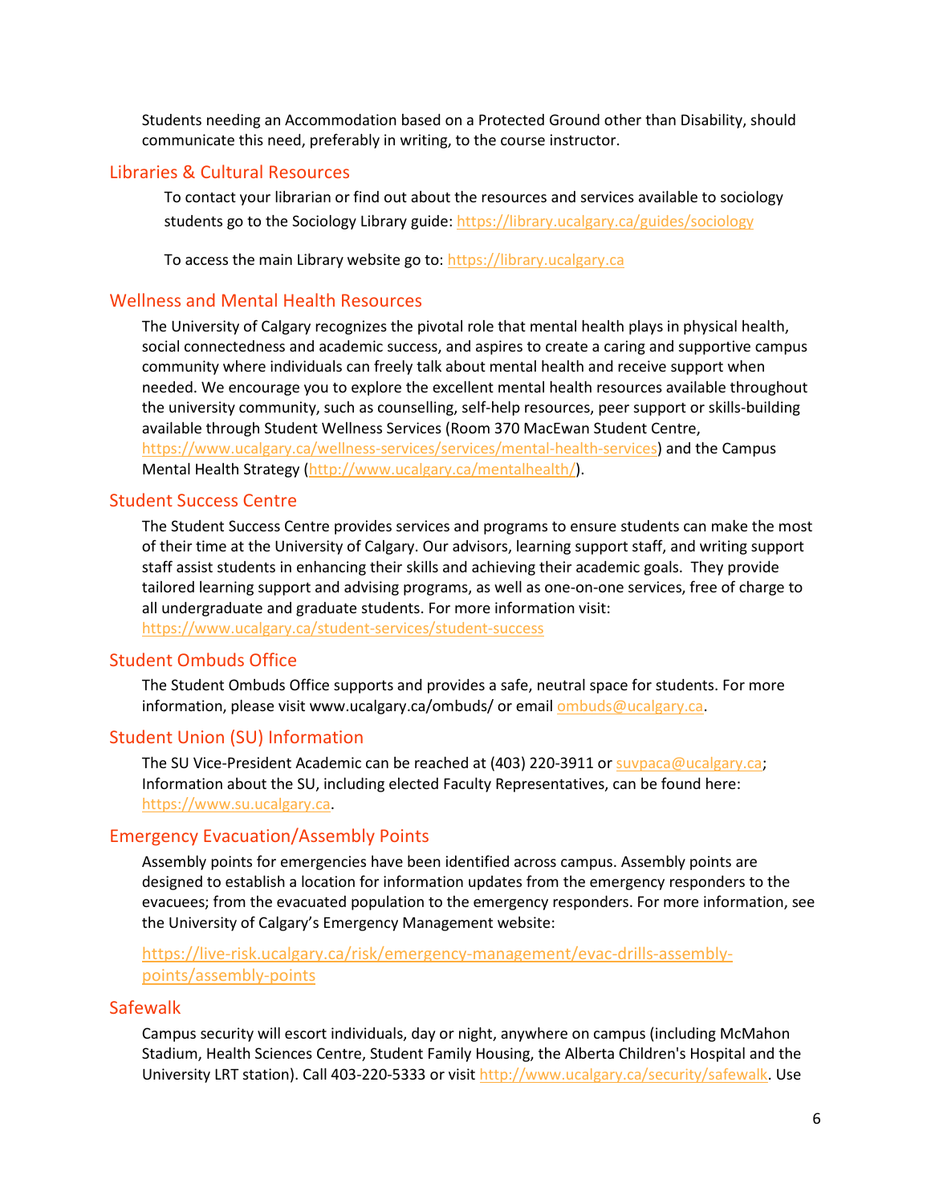Students needing an Accommodation based on a Protected Ground other than Disability, should communicate this need, preferably in writing, to the course instructor.

## Libraries & Cultural Resources

To contact your librarian or find out about the resources and services available to sociology students go to the Sociology Library guide: https://library.ucalgary.ca/guides/sociology

To access the main Library website go to: https://library.ucalgary.ca

## Wellness and Mental Health Resources

The University of Calgary recognizes the pivotal role that mental health plays in physical health, social connectedness and academic success, and aspires to create a caring and supportive campus community where individuals can freely talk about mental health and receive support when needed. We encourage you to explore the excellent mental health resources available throughout the university community, such as counselling, self-help resources, peer support or skills-building available through Student Wellness Services (Room 370 MacEwan Student Centre, https://www.ucalgary.ca/wellness-services/services/mental-health-services) and the Campus Mental Health Strategy (http://www.ucalgary.ca/mentalhealth/).

## Student Success Centre

The Student Success Centre provides services and programs to ensure students can make the most of their time at the University of Calgary. Our advisors, learning support staff, and writing support staff assist students in enhancing their skills and achieving their academic goals. They provide tailored learning support and advising programs, as well as one-on-one services, free of charge to all undergraduate and graduate students. For more information visit: https://www.ucalgary.ca/student-services/student-success

## Student Ombuds Office

The Student Ombuds Office supports and provides a safe, neutral space for students. For more information, please visit www.ucalgary.ca/ombuds/ or email ombuds@ucalgary.ca.

## Student Union (SU) Information

The SU Vice-President Academic can be reached at (403) 220-3911 or suvpaca@ucalgary.ca; Information about the SU, including elected Faculty Representatives, can be found here: https://www.su.ucalgary.ca.

## Emergency Evacuation/Assembly Points

Assembly points for emergencies have been identified across campus. Assembly points are designed to establish a location for information updates from the emergency responders to the evacuees; from the evacuated population to the emergency responders. For more information, see the University of Calgary's Emergency Management website:

https://live-risk.ucalgary.ca/risk/emergency-management/evac-drills-assembly-points/assembly-points

## Safewalk

Campus security will escort individuals, day or night, anywhere on campus (including McMahon Stadium, Health Sciences Centre, Student Family Housing, the Alberta Children's Hospital and the University LRT station). Call 403-220-5333 or visit http://www.ucalgary.ca/security/safewalk. Use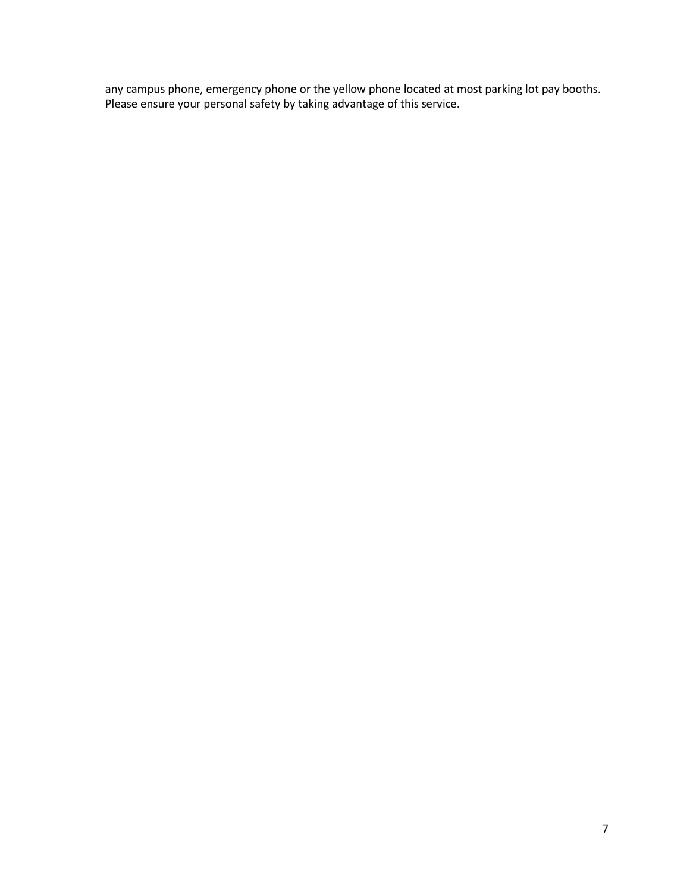any campus phone, emergency phone or the yellow phone located at most parking lot pay booths. Please ensure your personal safety by taking advantage of this service.